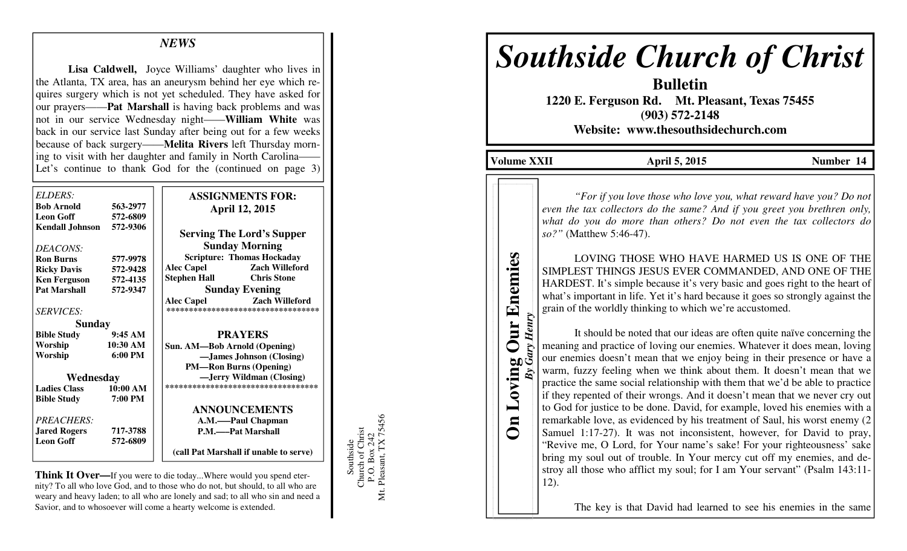# Southside Church of Christ

**Bulletin**

**1220 E. Ferguson Rd. Mt. Pleasant, Texas 75455**

**(903) 572-2148**

**Website: www.thesouthsidechurch.com**

**Volume XXII** **April 5, 2015** **Number 14**

## On Loving Our Enemies

***By Gary Henry***

*"For if you love those who love you, what reward have you? Do not even the tax collectors do the same? And if you greet you brethren only, what do you do more than others? Do not even the tax collectors do so?"* (Matthew 5:46-47).

LOVING THOSE WHO HAVE HARMED US IS ONE OF THE SIMPLEST THINGS JESUS EVER COMMANDED, AND ONE OF THE HARDEST. It's simple because it's very basic and goes right to the heart of what's important in life. Yet it's hard because it goes so strongly against the grain of the worldly thinking to which we're accustomed.

It should be noted that our ideas are often quite naïve concerning the meaning and practice of loving our enemies. Whatever it does mean, loving our enemies doesn't mean that we enjoy being in their presence or have a warm, fuzzy feeling when we think about them. It doesn't mean that we practice the same social relationship with them that we'd be able to practice if they repented of their wrongs. And it doesn't mean that we never cry out to God for justice to be done. David, for example, loved his enemies with a remarkable love, as evidenced by his treatment of Saul, his worst enemy (2 Samuel 1:17-27). It was not inconsistent, however, for David to pray, "Revive me, O Lord, for Your name's sake! For your righteousness' sake bring my soul out of trouble. In Your mercy cut off my enemies, and destroy all those who afflict my soul; for I am Your servant" (Psalm 143:11-12).

The key is that David had learned to see his enemies in the same

---

## *NEWS*

**Lisa Caldwell,** Joyce Williams' daughter who lives in the Atlanta, TX area, has an aneurysm behind her eye which requires surgery which is not yet scheduled. They have asked for our prayers——**Pat Marshall** is having back problems and was not in our service Wednesday night——**William White** was back in our service last Sunday after being out for a few weeks because of back surgery——**Melita Rivers** left Thursday morning to visit with her daughter and family in North Carolina——Let's continue to thank God for the (continued on page 3)

*ELDERS:*

| | |
|---|---|
| **Bob Arnold** | **563-2977** |
| **Leon Goff** | **572-6809** |
| **Kendall Johnson** | **572-9306** |

*DEACONS:*

| | |
|---|---|
| **Ron Burns** | **577-9978** |
| **Ricky Davis** | **572-9428** |
| **Ken Ferguson** | **572-4135** |
| **Pat Marshall** | **572-9347** |

*SERVICES:*

**Sunday**

| | |
|---|---|
| **Bible Study** | **9:45 AM** |
| **Worship** | **10:30 AM** |
| **Worship** | **6:00 PM** |

**Wednesday**

| | |
|---|---|
| **Ladies Class** | **10:00 AM** |
| **Bible Study** | **7:00 PM** |

*PREACHERS:*

| | |
|---|---|
| **Jared Rogers** | **717-3788** |
| **Leon Goff** | **572-6809** |

**ASSIGNMENTS FOR:**
**April 12, 2015**

**Serving The Lord's Supper**

**Sunday Morning**

**Scripture: Thomas Hockaday**

| | |
|---|---|
| **Alec Capel** | **Zach Willeford** |
| **Stephen Hall** | **Chris Stone** |

**Sunday Evening**

| | |
|---|---|
| **Alec Capel** | **Zach Willeford** |

**PRAYERS**

**Sun. AM—Bob Arnold (Opening)**
**—James Johnson (Closing)**
**PM—Ron Burns (Opening)**
**—Jerry Wildman (Closing)**

**ANNOUNCEMENTS**

**A.M.——Paul Chapman**
**P.M.——Pat Marshall**

**(call Pat Marshall if unable to serve)**

**Think It Over—**If you were to die today...Where would you spend eternity? To all who love God, and to those who do not, but should, to all who are weary and heavy laden; to all who are lonely and sad; to all who sin and need a Savior, and to whosoever will come a hearty welcome is extended.

Southside
Church of Christ
P.O. Box 242
Mt. Pleasant, TX 75456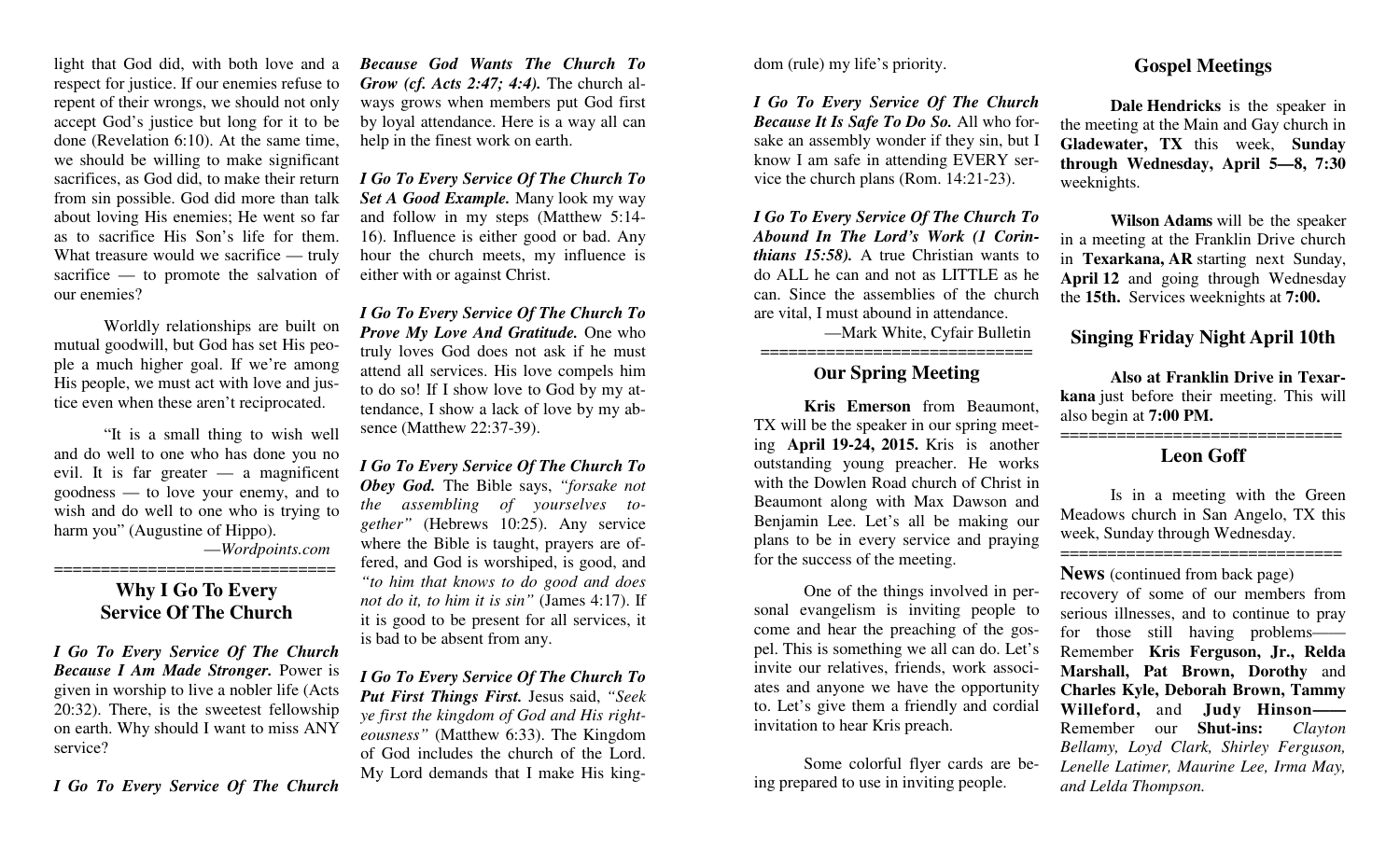light that God did, with both love and a respect for justice. If our enemies refuse to repent of their wrongs, we should not only accept God's justice but long for it to be done (Revelation 6:10). At the same time, we should be willing to make significant sacrifices, as God did, to make their return from sin possible. God did more than talk about loving His enemies; He went so far as to sacrifice His Son's life for them. What treasure would we sacrifice — truly sacrifice — to promote the salvation of our enemies?

Worldly relationships are built on mutual goodwill, but God has set His people a much higher goal. If we're among His people, we must act with love and justice even when these aren't reciprocated.

"It is a small thing to wish well and do well to one who has done you no evil. It is far greater — a magnificent goodness — to love your enemy, and to wish and do well to one who is trying to harm you" (Augustine of Hippo).

—*Wordpoints.com*

==============================

## Why I Go To Every Service Of The Church

***I Go To Every Service Of The Church Because I Am Made Stronger.*** Power is given in worship to live a nobler life (Acts 20:32). There, is the sweetest fellowship on earth. Why should I want to miss ANY service?

***I Go To Every Service Of The Church Because God Wants The Church To Grow (cf. Acts 2:47; 4:4).*** The church always grows when members put God first by loyal attendance. Here is a way all can help in the finest work on earth.

***I Go To Every Service Of The Church To Set A Good Example.*** Many look my way and follow in my steps (Matthew 5:14-16). Influence is either good or bad. Any hour the church meets, my influence is either with or against Christ.

***I Go To Every Service Of The Church To Prove My Love And Gratitude.*** One who truly loves God does not ask if he must attend all services. His love compels him to do so! If I show love to God by my attendance, I show a lack of love by my absence (Matthew 22:37-39).

***I Go To Every Service Of The Church To Obey God.*** The Bible says, *"forsake not the assembling of yourselves together"* (Hebrews 10:25). Any service where the Bible is taught, prayers are offered, and God is worshiped, is good, and *"to him that knows to do good and does not do it, to him it is sin"* (James 4:17). If it is good to be present for all services, it is bad to be absent from any.

***I Go To Every Service Of The Church To Put First Things First.*** Jesus said, *"Seek ye first the kingdom of God and His righteousness"* (Matthew 6:33). The Kingdom of God includes the church of the Lord. My Lord demands that I make His kingdom (rule) my life's priority.

***I Go To Every Service Of The Church Because It Is Safe To Do So.*** All who forsake an assembly wonder if they sin, but I know I am safe in attending EVERY service the church plans (Rom. 14:21-23).

***I Go To Every Service Of The Church To Abound In The Lord's Work (1 Corinthians 15:58).*** A true Christian wants to do ALL he can and not as LITTLE as he can. Since the assemblies of the church are vital, I must abound in attendance.

—Mark White, Cyfair Bulletin

==============================

## Our Spring Meeting

**Kris Emerson** from Beaumont, TX will be the speaker in our spring meeting **April 19-24, 2015.** Kris is another outstanding young preacher. He works with the Dowlen Road church of Christ in Beaumont along with Max Dawson and Benjamin Lee. Let's all be making our plans to be in every service and praying for the success of the meeting.

One of the things involved in personal evangelism is inviting people to come and hear the preaching of the gospel. This is something we all can do. Let's invite our relatives, friends, work associates and anyone we have the opportunity to. Let's give them a friendly and cordial invitation to hear Kris preach.

Some colorful flyer cards are being prepared to use in inviting people.

## Gospel Meetings

**Dale Hendricks** is the speaker in the meeting at the Main and Gay church in **Gladewater, TX** this week, **Sunday through Wednesday, April 5—8, 7:30** weeknights.

**Wilson Adams** will be the speaker in a meeting at the Franklin Drive church in **Texarkana, AR** starting next Sunday, **April 12** and going through Wednesday the **15th.** Services weeknights at **7:00.**

## Singing Friday Night April 10th

**Also at Franklin Drive in Texarkana** just before their meeting. This will also begin at **7:00 PM.**

==============================

## Leon Goff

Is in a meeting with the Green Meadows church in San Angelo, TX this week, Sunday through Wednesday.

==============================

**News** (continued from back page)
recovery of some of our members from serious illnesses, and to continue to pray for those still having problems—— Remember **Kris Ferguson, Jr., Relda Marshall, Pat Brown, Dorothy** and **Charles Kyle, Deborah Brown, Tammy Willeford,** and **Judy Hinson——** Remember our **Shut-ins:** *Clayton Bellamy, Loyd Clark, Shirley Ferguson, Lenelle Latimer, Maurine Lee, Irma May, and Lelda Thompson.*